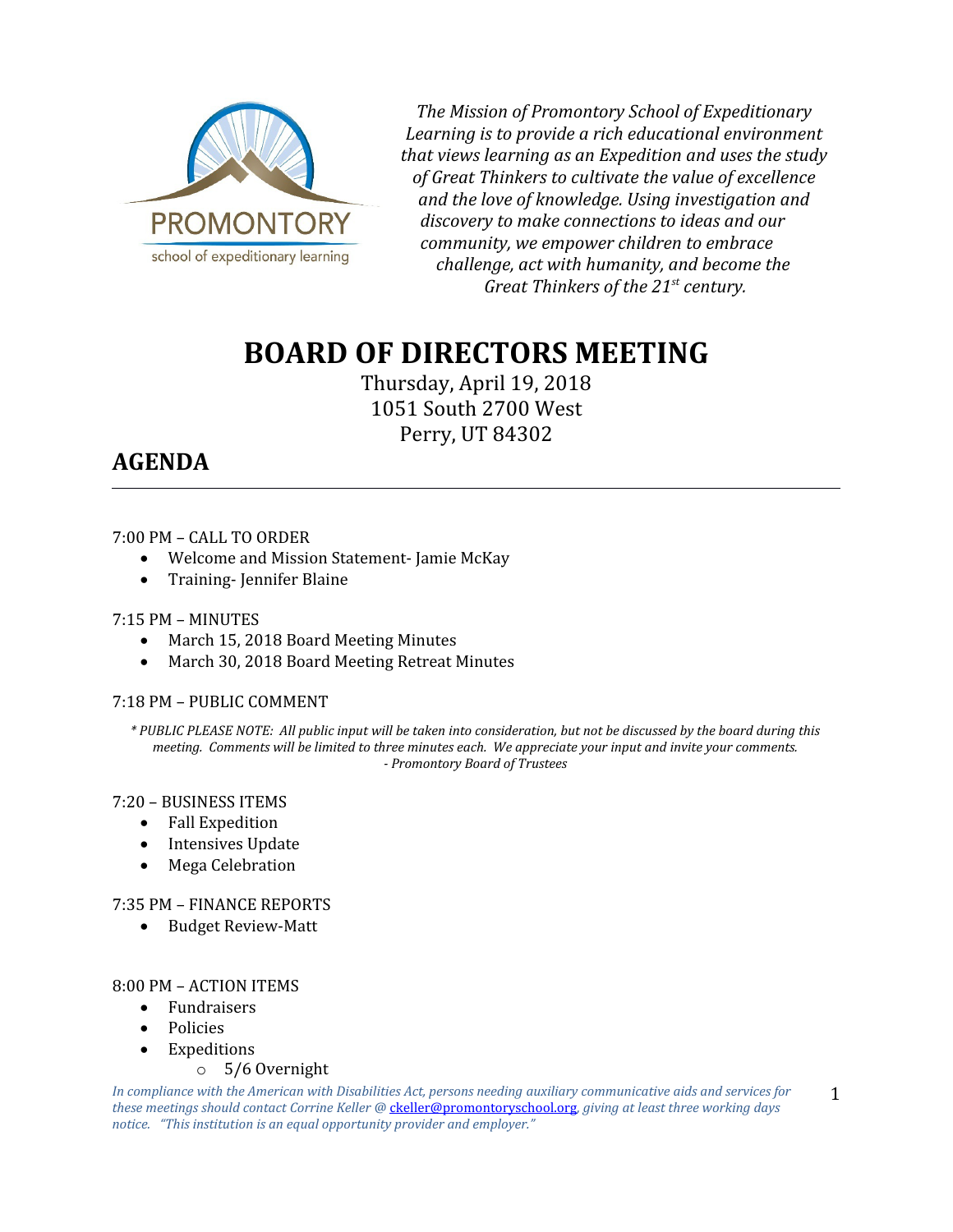PROMONTORY
school of expeditionary learning

*The Mission of Promontory School of Expeditionary Learning is to provide a rich educational environment that views learning as an Expedition and uses the study of Great Thinkers to cultivate the value of excellence and the love of knowledge. Using investigation and discovery to make connections to ideas and our community, we empower children to embrace challenge, act with humanity, and become the Great Thinkers of the 21st century.*

# BOARD OF DIRECTORS MEETING

Thursday, April 19, 2018
1051 South 2700 West
Perry, UT 84302

## AGENDA

---

7:00 PM – CALL TO ORDER

- Welcome and Mission Statement- Jamie McKay
- Training- Jennifer Blaine

7:15 PM – MINUTES

- March 15, 2018 Board Meeting Minutes
- March 30, 2018 Board Meeting Retreat Minutes

7:18 PM – PUBLIC COMMENT

*\* PUBLIC PLEASE NOTE: All public input will be taken into consideration, but not be discussed by the board during this meeting. Comments will be limited to three minutes each. We appreciate your input and invite your comments.*
*- Promontory Board of Trustees*

7:20 – BUSINESS ITEMS

- Fall Expedition
- Intensives Update
- Mega Celebration

7:35 PM – FINANCE REPORTS

- Budget Review-Matt

8:00 PM – ACTION ITEMS

- Fundraisers
- Policies
- Expeditions
  - 5/6 Overnight

*In compliance with the American with Disabilities Act, persons needing auxiliary communicative aids and services for these meetings should contact Corrine Keller @ ckeller@promontoryschool.org, giving at least three working days notice. "This institution is an equal opportunity provider and employer."*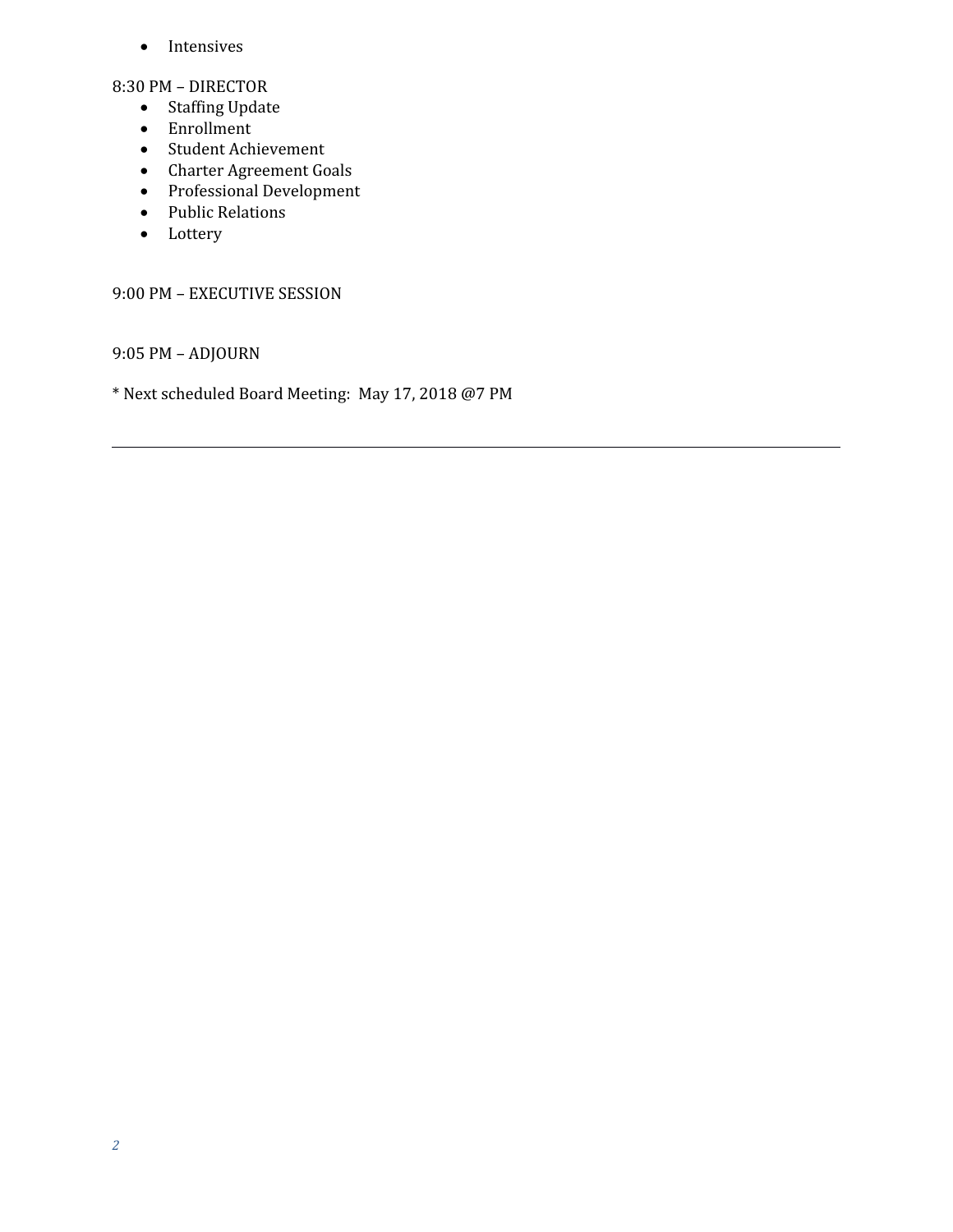- Intensives

8:30 PM – DIRECTOR
- Staffing Update
- Enrollment
- Student Achievement
- Charter Agreement Goals
- Professional Development
- Public Relations
- Lottery

9:00 PM – EXECUTIVE SESSION

9:05 PM – ADJOURN

* Next scheduled Board Meeting: May 17, 2018 @7 PM

---